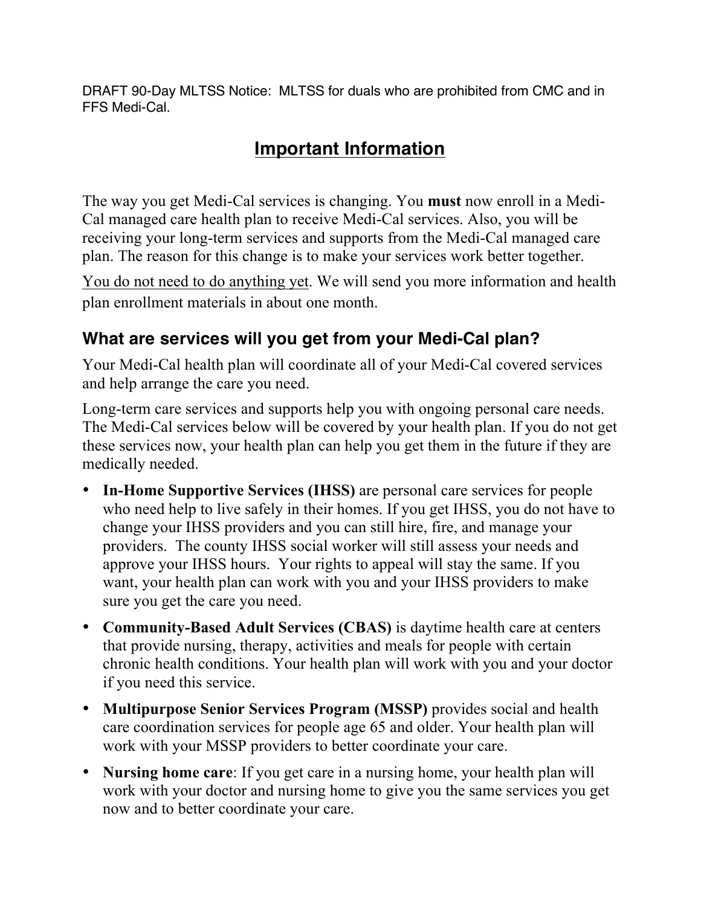DRAFT 90-Day MLTSS Notice: MLTSS for duals who are prohibited from CMC and in FFS Medi-Cal.

# Important Information

The way you get Medi-Cal services is changing. You **must** now enroll in a Medi-Cal managed care health plan to receive Medi-Cal services. Also, you will be receiving your long-term services and supports from the Medi-Cal managed care plan. The reason for this change is to make your services work better together.

<u>You do not need to do anything yet</u>. We will send you more information and health plan enrollment materials in about one month.

## What are services will you get from your Medi-Cal plan?

Your Medi-Cal health plan will coordinate all of your Medi-Cal covered services and help arrange the care you need.

Long-term care services and supports help you with ongoing personal care needs. The Medi-Cal services below will be covered by your health plan. If you do not get these services now, your health plan can help you get them in the future if they are medically needed.

- **In-Home Supportive Services (IHSS)** are personal care services for people who need help to live safely in their homes. If you get IHSS, you do not have to change your IHSS providers and you can still hire, fire, and manage your providers. The county IHSS social worker will still assess your needs and approve your IHSS hours. Your rights to appeal will stay the same. If you want, your health plan can work with you and your IHSS providers to make sure you get the care you need.
- **Community-Based Adult Services (CBAS)** is daytime health care at centers that provide nursing, therapy, activities and meals for people with certain chronic health conditions. Your health plan will work with you and your doctor if you need this service.
- **Multipurpose Senior Services Program (MSSP)** provides social and health care coordination services for people age 65 and older. Your health plan will work with your MSSP providers to better coordinate your care.
- **Nursing home care**: If you get care in a nursing home, your health plan will work with your doctor and nursing home to give you the same services you get now and to better coordinate your care.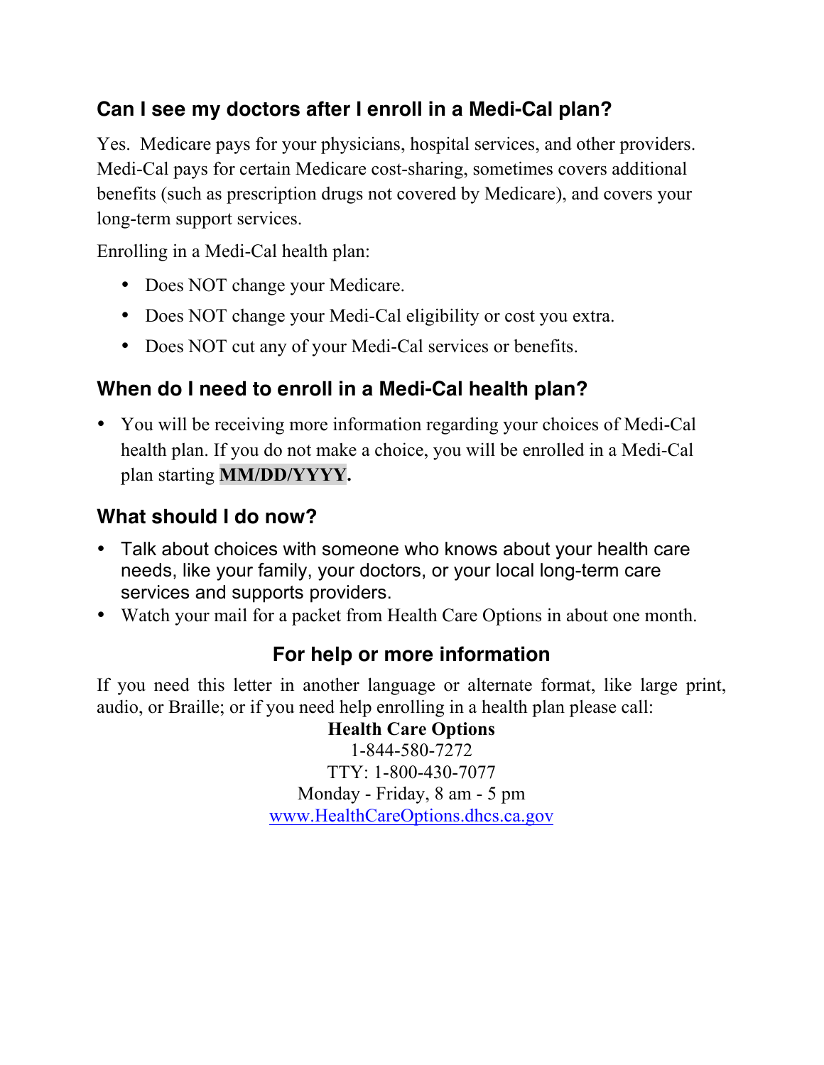## Can I see my doctors after I enroll in a Medi-Cal plan?

Yes. Medicare pays for your physicians, hospital services, and other providers. Medi-Cal pays for certain Medicare cost-sharing, sometimes covers additional benefits (such as prescription drugs not covered by Medicare), and covers your long-term support services.

Enrolling in a Medi-Cal health plan:

- Does NOT change your Medicare.
- Does NOT change your Medi-Cal eligibility or cost you extra.
- Does NOT cut any of your Medi-Cal services or benefits.

## When do I need to enroll in a Medi-Cal health plan?

- You will be receiving more information regarding your choices of Medi-Cal health plan. If you do not make a choice, you will be enrolled in a Medi-Cal plan starting **MM/DD/YYYY.**

## What should I do now?

- Talk about choices with someone who knows about your health care needs, like your family, your doctors, or your local long-term care services and supports providers.
- Watch your mail for a packet from Health Care Options in about one month.

## For help or more information

If you need this letter in another language or alternate format, like large print, audio, or Braille; or if you need help enrolling in a health plan please call:

**Health Care Options**
1-844-580-7272
TTY: 1-800-430-7077
Monday - Friday, 8 am - 5 pm
www.HealthCareOptions.dhcs.ca.gov